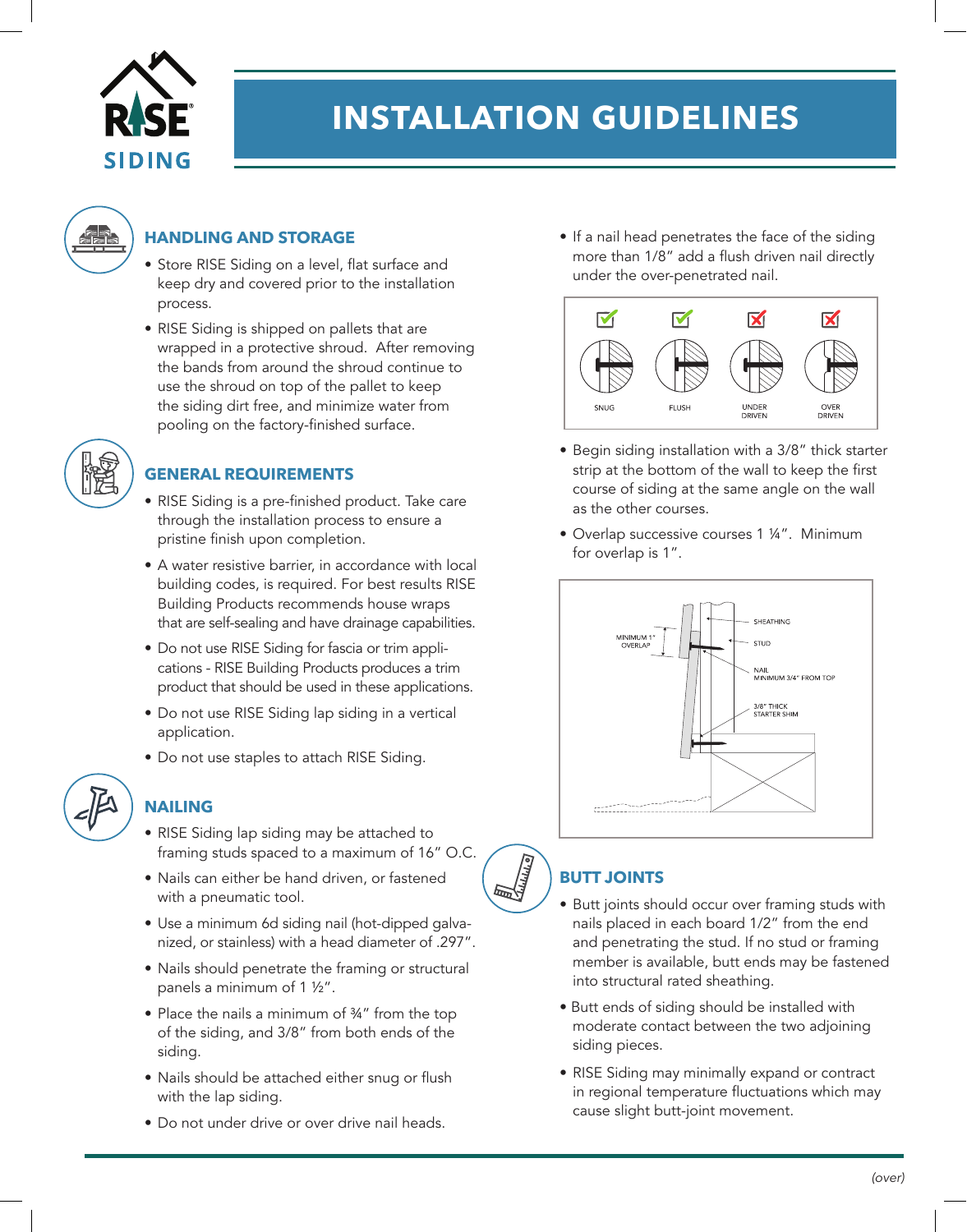# INSTALLATION GUIDELINES

## HANDLING AND STORAGE

- Store RISE Siding on a level, flat surface and keep dry and covered prior to the installation process.
- RISE Siding is shipped on pallets that are wrapped in a protective shroud. After removing the bands from around the shroud continue to use the shroud on top of the pallet to keep the siding dirt free, and minimize water from pooling on the factory-finished surface.

## GENERAL REQUIREMENTS

- RISE Siding is a pre-finished product. Take care through the installation process to ensure a pristine finish upon completion.
- A water resistive barrier, in accordance with local building codes, is required. For best results RISE Building Products recommends house wraps that are self-sealing and have drainage capabilities.
- Do not use RISE Siding for fascia or trim applications - RISE Building Products produces a trim product that should be used in these applications.
- Do not use RISE Siding lap siding in a vertical application.
- Do not use staples to attach RISE Siding.

## NAILING

- RISE Siding lap siding may be attached to framing studs spaced to a maximum of 16" O.C.
- Nails can either be hand driven, or fastened with a pneumatic tool.
- Use a minimum 6d siding nail (hot-dipped galvanized, or stainless) with a head diameter of .297".
- Nails should penetrate the framing or structural panels a minimum of 1 ½".
- Place the nails a minimum of ¾" from the top of the siding, and 3/8" from both ends of the siding.
- Nails should be attached either snug or flush with the lap siding.
- Do not under drive or over drive nail heads.
- If a nail head penetrates the face of the siding more than 1/8" add a flush driven nail directly under the over-penetrated nail.

SNUG | FLUSH | UNDER DRIVEN | OVER DRIVEN

- Begin siding installation with a 3/8" thick starter strip at the bottom of the wall to keep the first course of siding at the same angle on the wall as the other courses.
- Overlap successive courses 1 ¼". Minimum for overlap is 1".

MINIMUM 1" OVERLAP | SHEATHING | STUD | NAIL MINIMUM 3/4" FROM TOP | 3/8" THICK STARTER SHIM

## BUTT JOINTS

- Butt joints should occur over framing studs with nails placed in each board 1/2" from the end and penetrating the stud. If no stud or framing member is available, butt ends may be fastened into structural rated sheathing.
- Butt ends of siding should be installed with moderate contact between the two adjoining siding pieces.
- RISE Siding may minimally expand or contract in regional temperature fluctuations which may cause slight butt-joint movement.

*(over)*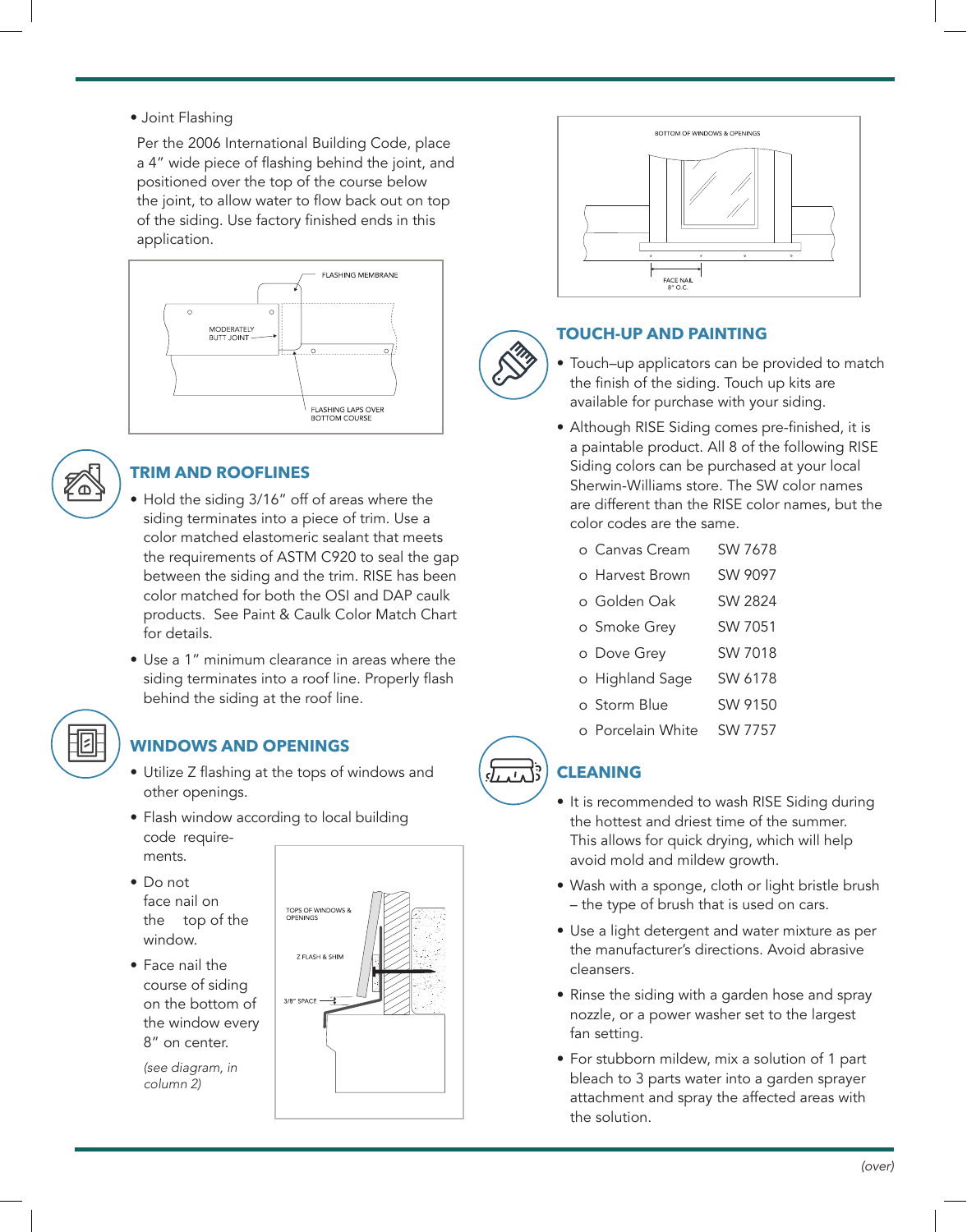- Joint Flashing

  Per the 2006 International Building Code, place a 4" wide piece of flashing behind the joint, and positioned over the top of the course below the joint, to allow water to flow back out on top of the siding. Use factory finished ends in this application.

## TRIM AND ROOFLINES

- Hold the siding 3/16" off of areas where the siding terminates into a piece of trim. Use a color matched elastomeric sealant that meets the requirements of ASTM C920 to seal the gap between the siding and the trim. RISE has been color matched for both the OSI and DAP caulk products. See Paint & Caulk Color Match Chart for details.
- Use a 1" minimum clearance in areas where the siding terminates into a roof line. Properly flash behind the siding at the roof line.

## WINDOWS AND OPENINGS

- Utilize Z flashing at the tops of windows and other openings.
- Flash window according to local building code requirements.
- Do not face nail on the top of the window.
- Face nail the course of siding on the bottom of the window every 8" on center.

*(see diagram, in column 2)*

## TOUCH-UP AND PAINTING

- Touch–up applicators can be provided to match the finish of the siding. Touch up kits are available for purchase with your siding.
- Although RISE Siding comes pre-finished, it is a paintable product. All 8 of the following RISE Siding colors can be purchased at your local Sherwin-Williams store. The SW color names are different than the RISE color names, but the color codes are the same.
  - Canvas Cream SW 7678
  - Harvest Brown SW 9097
  - Golden Oak SW 2824
  - Smoke Grey SW 7051
  - Dove Grey SW 7018
  - Highland Sage SW 6178
  - Storm Blue SW 9150
  - Porcelain White SW 7757

## CLEANING

- It is recommended to wash RISE Siding during the hottest and driest time of the summer. This allows for quick drying, which will help avoid mold and mildew growth.
- Wash with a sponge, cloth or light bristle brush – the type of brush that is used on cars.
- Use a light detergent and water mixture as per the manufacturer's directions. Avoid abrasive cleansers.
- Rinse the siding with a garden hose and spray nozzle, or a power washer set to the largest fan setting.
- For stubborn mildew, mix a solution of 1 part bleach to 3 parts water into a garden sprayer attachment and spray the affected areas with the solution.

*(over)*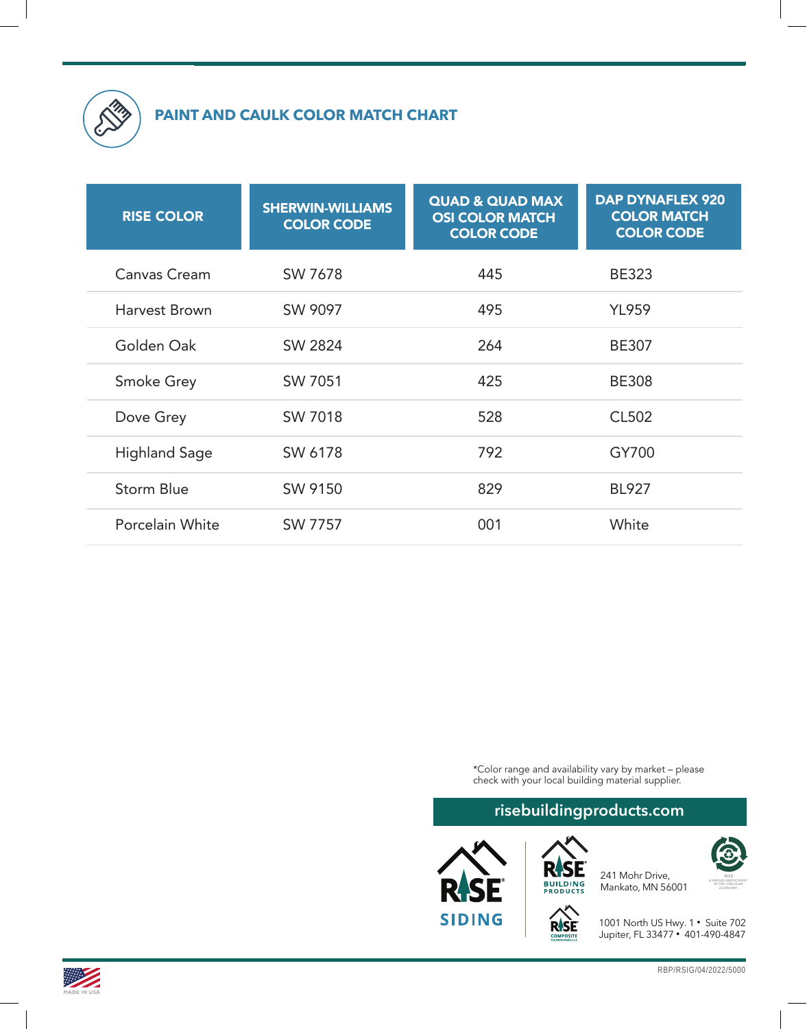## PAINT AND CAULK COLOR MATCH CHART

| RISE COLOR | SHERWIN-WILLIAMS COLOR CODE | QUAD & QUAD MAX OSI COLOR MATCH COLOR CODE | DAP DYNAFLEX 920 COLOR MATCH COLOR CODE |
|---|---|---|---|
| Canvas Cream | SW 7678 | 445 | BE323 |
| Harvest Brown | SW 9097 | 495 | YL959 |
| Golden Oak | SW 2824 | 264 | BE307 |
| Smoke Grey | SW 7051 | 425 | BE308 |
| Dove Grey | SW 7018 | 528 | CL502 |
| Highland Sage | SW 6178 | 792 | GY700 |
| Storm Blue | SW 9150 | 829 | BL927 |
| Porcelain White | SW 7757 | 001 | White |

*Color range and availability vary by market – please check with your local building material supplier.

**risebuildingproducts.com**

RISE SIDING

RISE BUILDING PRODUCTS

241 Mohr Drive,
Mankato, MN 56001

RISE COMPOSITE TECHNOLOGIES, LLC

1001 North US Hwy. 1 • Suite 702
Jupiter, FL 33477 • 401-490-4847

RISE A PROUD PARTICIPANT IN THE CIRCULAR ECONOMY

MADE IN USA

RBP/RSIG/04/2022/5000